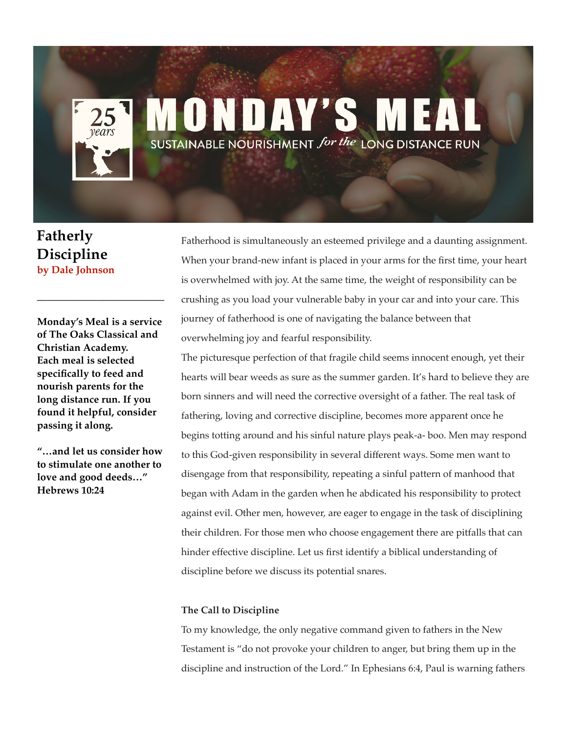# MONDAY'S MEAL

SUSTAINABLE NOURISHMENT *for the* LONG DISTANCE RUN

25 *years*

## Fatherly Discipline

**by Dale Johnson**

---

**Monday's Meal is a service of The Oaks Classical and Christian Academy. Each meal is selected specifically to feed and nourish parents for the long distance run. If you found it helpful, consider passing it along.**

**"…and let us consider how to stimulate one another to love and good deeds…" Hebrews 10:24**

Fatherhood is simultaneously an esteemed privilege and a daunting assignment. When your brand-new infant is placed in your arms for the first time, your heart is overwhelmed with joy. At the same time, the weight of responsibility can be crushing as you load your vulnerable baby in your car and into your care. This journey of fatherhood is one of navigating the balance between that overwhelming joy and fearful responsibility.

The picturesque perfection of that fragile child seems innocent enough, yet their hearts will bear weeds as sure as the summer garden. It's hard to believe they are born sinners and will need the corrective oversight of a father. The real task of fathering, loving and corrective discipline, becomes more apparent once he begins totting around and his sinful nature plays peak-a- boo. Men may respond to this God-given responsibility in several different ways. Some men want to disengage from that responsibility, repeating a sinful pattern of manhood that began with Adam in the garden when he abdicated his responsibility to protect against evil. Other men, however, are eager to engage in the task of disciplining their children. For those men who choose engagement there are pitfalls that can hinder effective discipline. Let us first identify a biblical understanding of discipline before we discuss its potential snares.

### The Call to Discipline

To my knowledge, the only negative command given to fathers in the New Testament is "do not provoke your children to anger, but bring them up in the discipline and instruction of the Lord." In Ephesians 6:4, Paul is warning fathers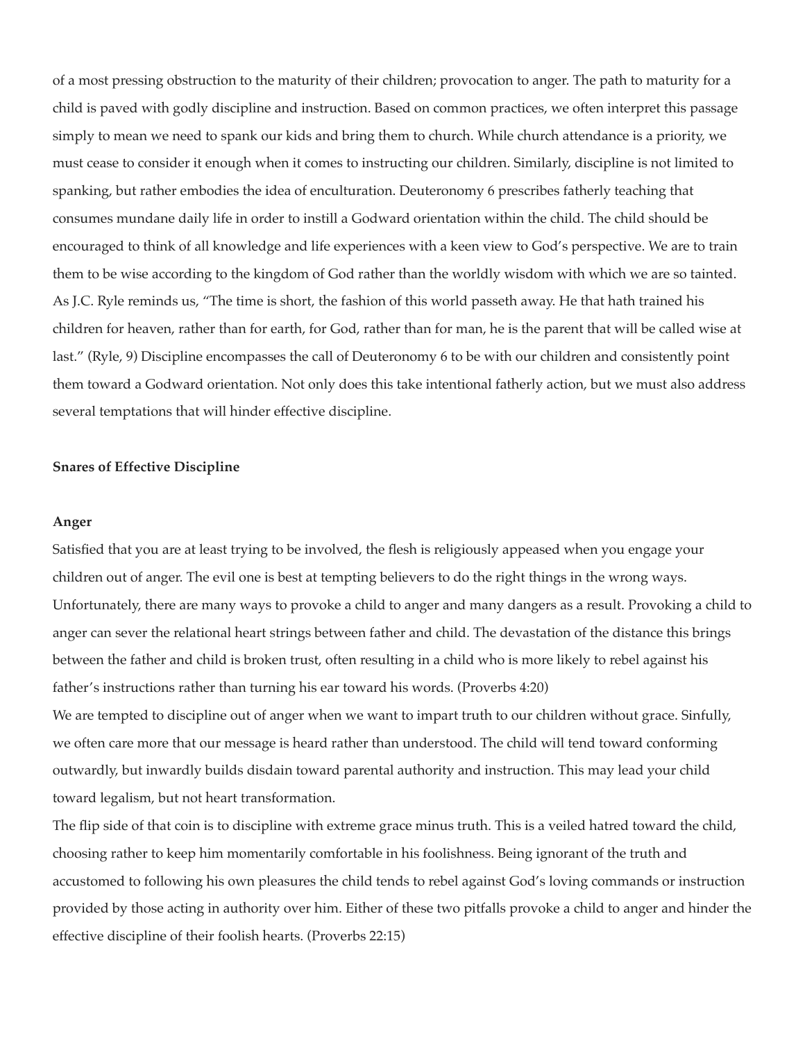of a most pressing obstruction to the maturity of their children; provocation to anger. The path to maturity for a child is paved with godly discipline and instruction. Based on common practices, we often interpret this passage simply to mean we need to spank our kids and bring them to church. While church attendance is a priority, we must cease to consider it enough when it comes to instructing our children. Similarly, discipline is not limited to spanking, but rather embodies the idea of enculturation. Deuteronomy 6 prescribes fatherly teaching that consumes mundane daily life in order to instill a Godward orientation within the child. The child should be encouraged to think of all knowledge and life experiences with a keen view to God's perspective. We are to train them to be wise according to the kingdom of God rather than the worldly wisdom with which we are so tainted. As J.C. Ryle reminds us, "The time is short, the fashion of this world passeth away. He that hath trained his children for heaven, rather than for earth, for God, rather than for man, he is the parent that will be called wise at last." (Ryle, 9) Discipline encompasses the call of Deuteronomy 6 to be with our children and consistently point them toward a Godward orientation. Not only does this take intentional fatherly action, but we must also address several temptations that will hinder effective discipline.

**Snares of Effective Discipline**

**Anger**

Satisfied that you are at least trying to be involved, the flesh is religiously appeased when you engage your children out of anger. The evil one is best at tempting believers to do the right things in the wrong ways. Unfortunately, there are many ways to provoke a child to anger and many dangers as a result. Provoking a child to anger can sever the relational heart strings between father and child. The devastation of the distance this brings between the father and child is broken trust, often resulting in a child who is more likely to rebel against his father's instructions rather than turning his ear toward his words. (Proverbs 4:20)

We are tempted to discipline out of anger when we want to impart truth to our children without grace. Sinfully, we often care more that our message is heard rather than understood. The child will tend toward conforming outwardly, but inwardly builds disdain toward parental authority and instruction. This may lead your child toward legalism, but not heart transformation.

The flip side of that coin is to discipline with extreme grace minus truth. This is a veiled hatred toward the child, choosing rather to keep him momentarily comfortable in his foolishness. Being ignorant of the truth and accustomed to following his own pleasures the child tends to rebel against God's loving commands or instruction provided by those acting in authority over him. Either of these two pitfalls provoke a child to anger and hinder the effective discipline of their foolish hearts. (Proverbs 22:15)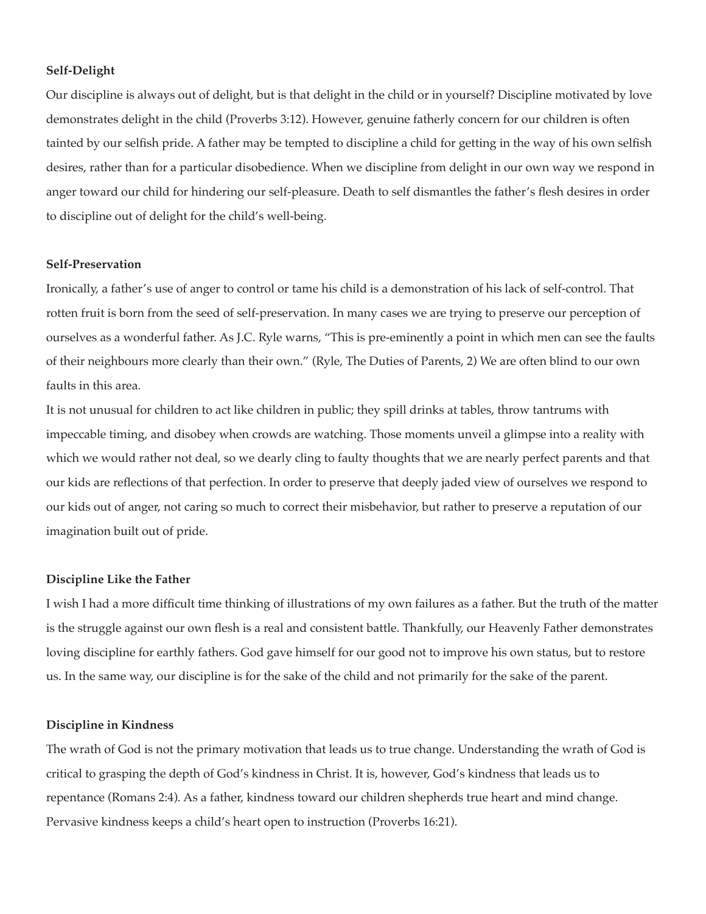**Self-Delight**

Our discipline is always out of delight, but is that delight in the child or in yourself? Discipline motivated by love demonstrates delight in the child (Proverbs 3:12). However, genuine fatherly concern for our children is often tainted by our selfish pride. A father may be tempted to discipline a child for getting in the way of his own selfish desires, rather than for a particular disobedience. When we discipline from delight in our own way we respond in anger toward our child for hindering our self-pleasure. Death to self dismantles the father's flesh desires in order to discipline out of delight for the child's well-being.

**Self-Preservation**

Ironically, a father's use of anger to control or tame his child is a demonstration of his lack of self-control. That rotten fruit is born from the seed of self-preservation. In many cases we are trying to preserve our perception of ourselves as a wonderful father. As J.C. Ryle warns, "This is pre-eminently a point in which men can see the faults of their neighbours more clearly than their own." (Ryle, The Duties of Parents, 2) We are often blind to our own faults in this area.

It is not unusual for children to act like children in public; they spill drinks at tables, throw tantrums with impeccable timing, and disobey when crowds are watching. Those moments unveil a glimpse into a reality with which we would rather not deal, so we dearly cling to faulty thoughts that we are nearly perfect parents and that our kids are reflections of that perfection. In order to preserve that deeply jaded view of ourselves we respond to our kids out of anger, not caring so much to correct their misbehavior, but rather to preserve a reputation of our imagination built out of pride.

**Discipline Like the Father**

I wish I had a more difficult time thinking of illustrations of my own failures as a father. But the truth of the matter is the struggle against our own flesh is a real and consistent battle. Thankfully, our Heavenly Father demonstrates loving discipline for earthly fathers. God gave himself for our good not to improve his own status, but to restore us. In the same way, our discipline is for the sake of the child and not primarily for the sake of the parent.

**Discipline in Kindness**

The wrath of God is not the primary motivation that leads us to true change. Understanding the wrath of God is critical to grasping the depth of God's kindness in Christ. It is, however, God's kindness that leads us to repentance (Romans 2:4). As a father, kindness toward our children shepherds true heart and mind change. Pervasive kindness keeps a child's heart open to instruction (Proverbs 16:21).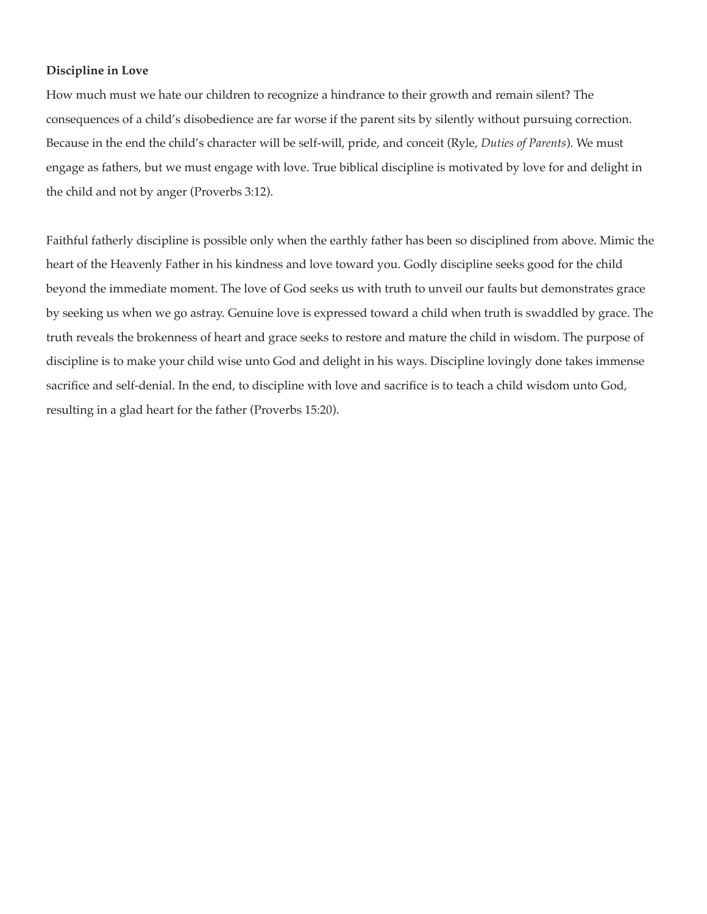**Discipline in Love**

How much must we hate our children to recognize a hindrance to their growth and remain silent? The consequences of a child's disobedience are far worse if the parent sits by silently without pursuing correction. Because in the end the child's character will be self-will, pride, and conceit (Ryle, *Duties of Parents*). We must engage as fathers, but we must engage with love. True biblical discipline is motivated by love for and delight in the child and not by anger (Proverbs 3:12).

Faithful fatherly discipline is possible only when the earthly father has been so disciplined from above. Mimic the heart of the Heavenly Father in his kindness and love toward you. Godly discipline seeks good for the child beyond the immediate moment. The love of God seeks us with truth to unveil our faults but demonstrates grace by seeking us when we go astray. Genuine love is expressed toward a child when truth is swaddled by grace. The truth reveals the brokenness of heart and grace seeks to restore and mature the child in wisdom. The purpose of discipline is to make your child wise unto God and delight in his ways. Discipline lovingly done takes immense sacrifice and self-denial. In the end, to discipline with love and sacrifice is to teach a child wisdom unto God, resulting in a glad heart for the father (Proverbs 15:20).